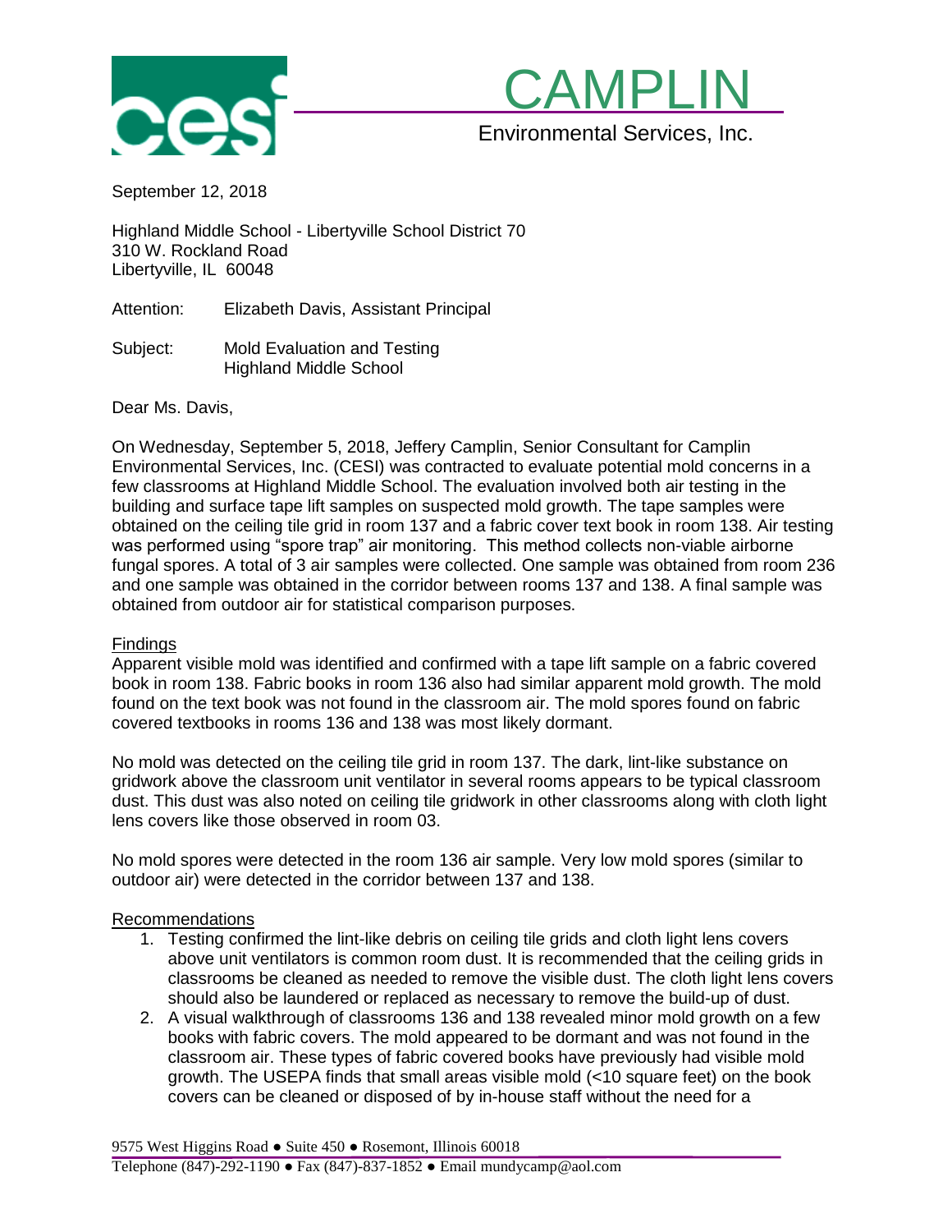# CAMPLIN

Environmental Services, Inc.

September 12, 2018

Highland Middle School - Libertyville School District 70
310 W. Rockland Road
Libertyville, IL 60048

Attention: Elizabeth Davis, Assistant Principal

Subject: Mold Evaluation and Testing
Highland Middle School

Dear Ms. Davis,

On Wednesday, September 5, 2018, Jeffery Camplin, Senior Consultant for Camplin Environmental Services, Inc. (CESI) was contracted to evaluate potential mold concerns in a few classrooms at Highland Middle School. The evaluation involved both air testing in the building and surface tape lift samples on suspected mold growth. The tape samples were obtained on the ceiling tile grid in room 137 and a fabric cover text book in room 138. Air testing was performed using "spore trap" air monitoring. This method collects non-viable airborne fungal spores. A total of 3 air samples were collected. One sample was obtained from room 236 and one sample was obtained in the corridor between rooms 137 and 138. A final sample was obtained from outdoor air for statistical comparison purposes.

## Findings

Apparent visible mold was identified and confirmed with a tape lift sample on a fabric covered book in room 138. Fabric books in room 136 also had similar apparent mold growth. The mold found on the text book was not found in the classroom air. The mold spores found on fabric covered textbooks in rooms 136 and 138 was most likely dormant.

No mold was detected on the ceiling tile grid in room 137. The dark, lint-like substance on gridwork above the classroom unit ventilator in several rooms appears to be typical classroom dust. This dust was also noted on ceiling tile gridwork in other classrooms along with cloth light lens covers like those observed in room 03.

No mold spores were detected in the room 136 air sample. Very low mold spores (similar to outdoor air) were detected in the corridor between 137 and 138.

## Recommendations

1. Testing confirmed the lint-like debris on ceiling tile grids and cloth light lens covers above unit ventilators is common room dust. It is recommended that the ceiling grids in classrooms be cleaned as needed to remove the visible dust. The cloth light lens covers should also be laundered or replaced as necessary to remove the build-up of dust.
2. A visual walkthrough of classrooms 136 and 138 revealed minor mold growth on a few books with fabric covers. The mold appeared to be dormant and was not found in the classroom air. These types of fabric covered books have previously had visible mold growth. The USEPA finds that small areas visible mold (<10 square feet) on the book covers can be cleaned or disposed of by in-house staff without the need for a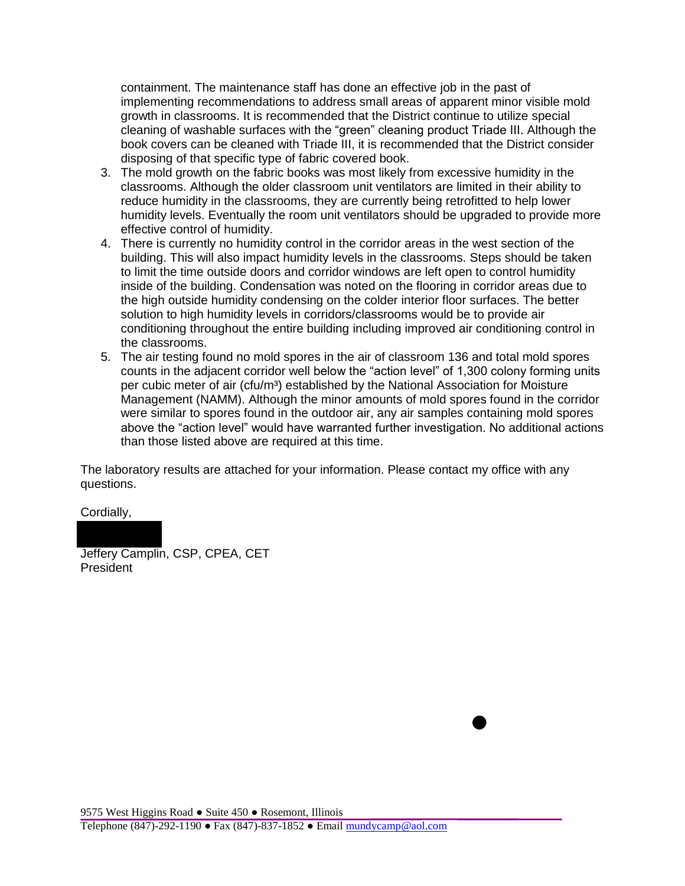containment. The maintenance staff has done an effective job in the past of implementing recommendations to address small areas of apparent minor visible mold growth in classrooms. It is recommended that the District continue to utilize special cleaning of washable surfaces with the "green" cleaning product Triade III. Although the book covers can be cleaned with Triade III, it is recommended that the District consider disposing of that specific type of fabric covered book.

3. The mold growth on the fabric books was most likely from excessive humidity in the classrooms. Although the older classroom unit ventilators are limited in their ability to reduce humidity in the classrooms, they are currently being retrofitted to help lower humidity levels. Eventually the room unit ventilators should be upgraded to provide more effective control of humidity.
4. There is currently no humidity control in the corridor areas in the west section of the building. This will also impact humidity levels in the classrooms. Steps should be taken to limit the time outside doors and corridor windows are left open to control humidity inside of the building. Condensation was noted on the flooring in corridor areas due to the high outside humidity condensing on the colder interior floor surfaces. The better solution to high humidity levels in corridors/classrooms would be to provide air conditioning throughout the entire building including improved air conditioning control in the classrooms.
5. The air testing found no mold spores in the air of classroom 136 and total mold spores counts in the adjacent corridor well below the "action level" of 1,300 colony forming units per cubic meter of air (cfu/m³) established by the National Association for Moisture Management (NAMM). Although the minor amounts of mold spores found in the corridor were similar to spores found in the outdoor air, any air samples containing mold spores above the "action level" would have warranted further investigation. No additional actions than those listed above are required at this time.

The laboratory results are attached for your information. Please contact my office with any questions.

Cordially,

Jeffery Camplin, CSP, CPEA, CET
President

9575 West Higgins Road ● Suite 450 ● Rosemont, Illinois
Telephone (847)-292-1190 ● Fax (847)-837-1852 ● Email mundycamp@aol.com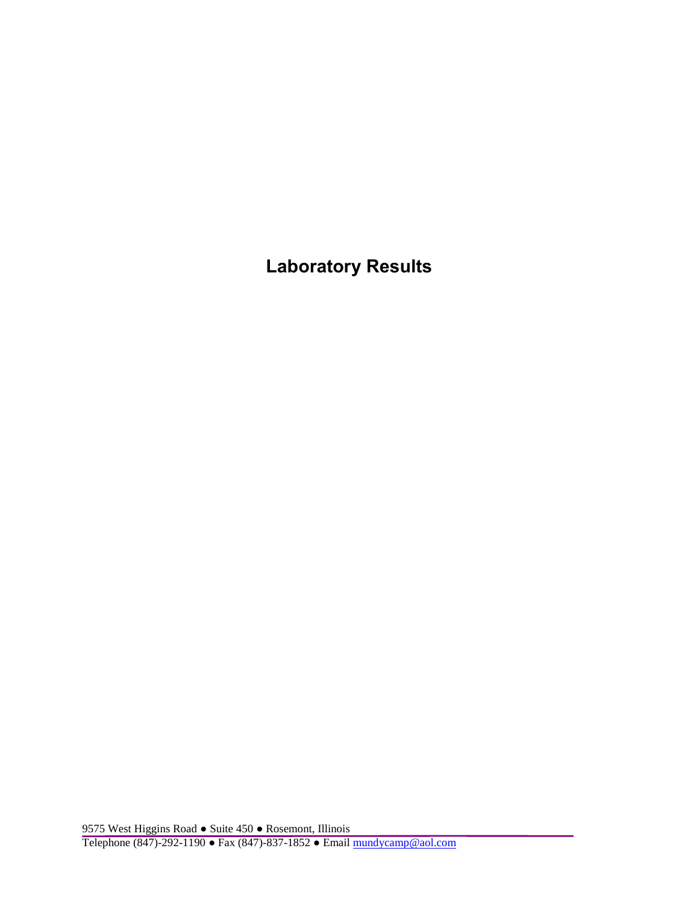# Laboratory Results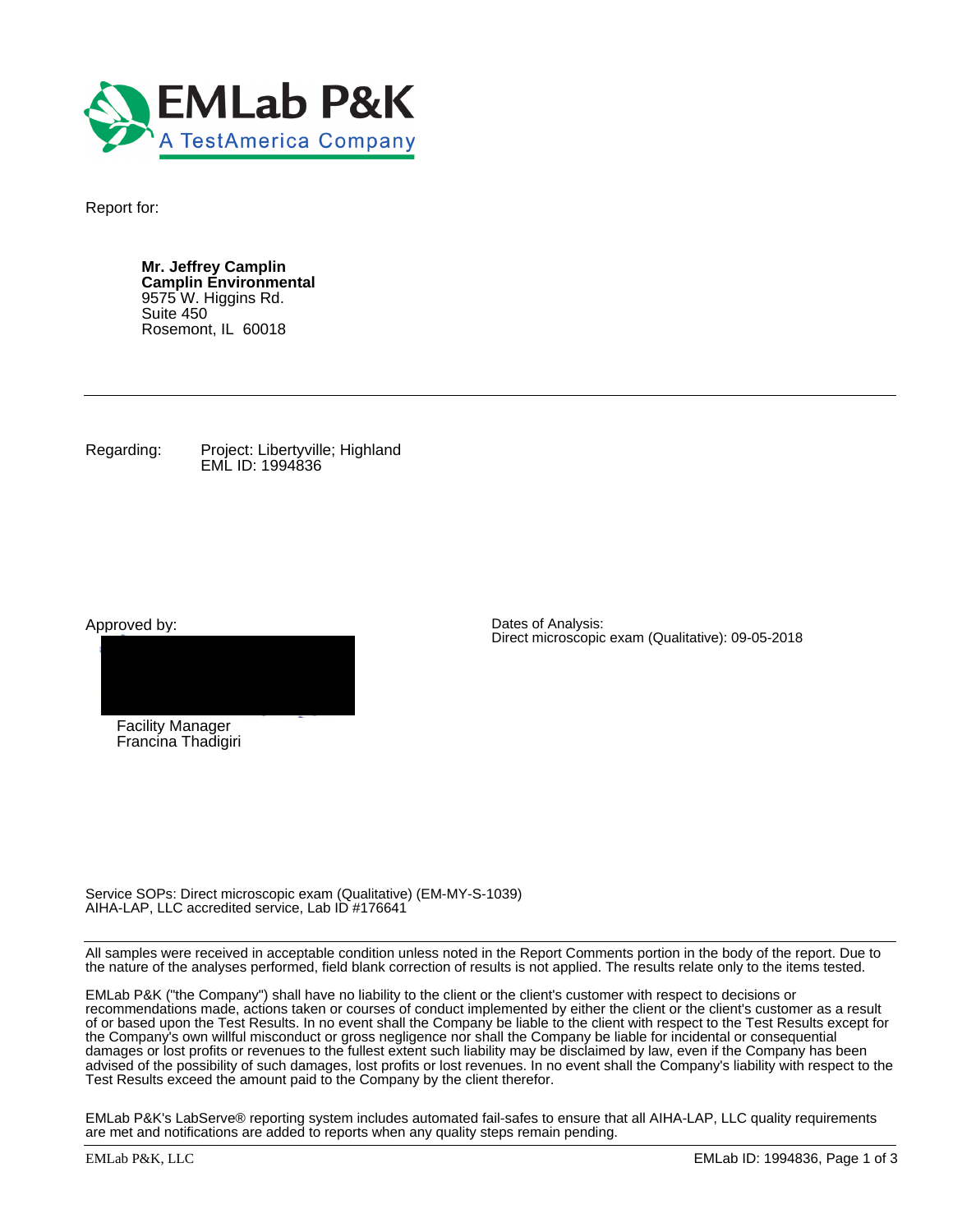**EMLab P&K**
A TestAmerica Company

Report for:

**Mr. Jeffrey Camplin**
**Camplin Environmental**
9575 W. Higgins Rd.
Suite 450
Rosemont, IL 60018

---

Regarding: Project: Libertyville; Highland
EML ID: 1994836

Approved by:

Facility Manager
Francina Thadigiri

Dates of Analysis:
Direct microscopic exam (Qualitative): 09-05-2018

Service SOPs: Direct microscopic exam (Qualitative) (EM-MY-S-1039)
AIHA-LAP, LLC accredited service, Lab ID #176641

---

All samples were received in acceptable condition unless noted in the Report Comments portion in the body of the report. Due to the nature of the analyses performed, field blank correction of results is not applied. The results relate only to the items tested.

EMLab P&K ("the Company") shall have no liability to the client or the client's customer with respect to decisions or recommendations made, actions taken or courses of conduct implemented by either the client or the client's customer as a result of or based upon the Test Results. In no event shall the Company be liable to the client with respect to the Test Results except for the Company's own willful misconduct or gross negligence nor shall the Company be liable for incidental or consequential damages or lost profits or revenues to the fullest extent such liability may be disclaimed by law, even if the Company has been advised of the possibility of such damages, lost profits or lost revenues. In no event shall the Company's liability with respect to the Test Results exceed the amount paid to the Company by the client therefor.

EMLab P&K's LabServe® reporting system includes automated fail-safes to ensure that all AIHA-LAP, LLC quality requirements are met and notifications are added to reports when any quality steps remain pending.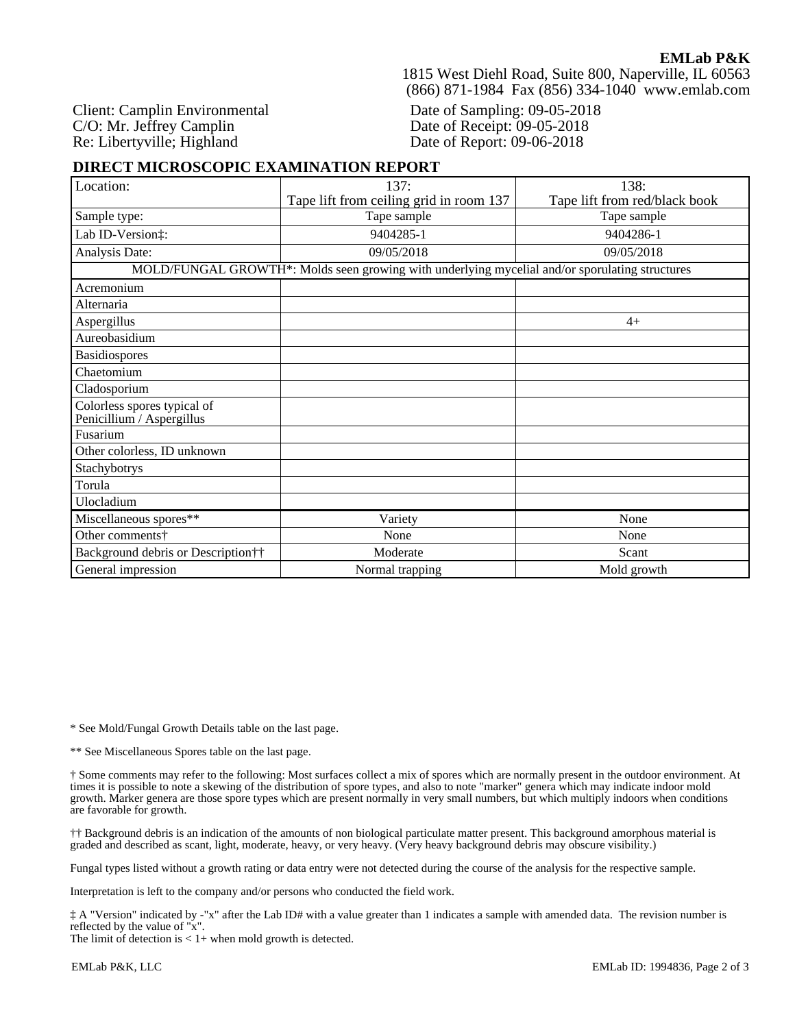**EMLab P&K**
1815 West Diehl Road, Suite 800, Naperville, IL 60563
(866) 871-1984 Fax (856) 334-1040 www.emlab.com

Client: Camplin Environmental
C/O: Mr. Jeffrey Camplin
Re: Libertyville; Highland

Date of Sampling: 09-05-2018
Date of Receipt: 09-05-2018
Date of Report: 09-06-2018

## DIRECT MICROSCOPIC EXAMINATION REPORT

| Location: | 137: Tape lift from ceiling grid in room 137 | 138: Tape lift from red/black book |
|---|---|---|
| Sample type: | Tape sample | Tape sample |
| Lab ID-Version‡: | 9404285-1 | 9404286-1 |
| Analysis Date: | 09/05/2018 | 09/05/2018 |
| MOLD/FUNGAL GROWTH*: Molds seen growing with underlying mycelial and/or sporulating structures | | |
| Acremonium | | |
| Alternaria | | |
| Aspergillus | | 4+ |
| Aureobasidium | | |
| Basidiospores | | |
| Chaetomium | | |
| Cladosporium | | |
| Colorless spores typical of Penicillium / Aspergillus | | |
| Fusarium | | |
| Other colorless, ID unknown | | |
| Stachybotrys | | |
| Torula | | |
| Ulocladium | | |
| Miscellaneous spores** | Variety | None |
| Other comments† | None | None |
| Background debris or Description†† | Moderate | Scant |
| General impression | Normal trapping | Mold growth |

\* See Mold/Fungal Growth Details table on the last page.

** See Miscellaneous Spores table on the last page.

† Some comments may refer to the following: Most surfaces collect a mix of spores which are normally present in the outdoor environment. At times it is possible to note a skewing of the distribution of spore types, and also to note "marker" genera which may indicate indoor mold growth. Marker genera are those spore types which are present normally in very small numbers, but which multiply indoors when conditions are favorable for growth.

†† Background debris is an indication of the amounts of non biological particulate matter present. This background amorphous material is graded and described as scant, light, moderate, heavy, or very heavy. (Very heavy background debris may obscure visibility.)

Fungal types listed without a growth rating or data entry were not detected during the course of the analysis for the respective sample.

Interpretation is left to the company and/or persons who conducted the field work.

‡ A "Version" indicated by -"x" after the Lab ID# with a value greater than 1 indicates a sample with amended data. The revision number is reflected by the value of "x".
The limit of detection is < 1+ when mold growth is detected.

EMLab P&K, LLC

EMLab ID: 1994836, Page 2 of 3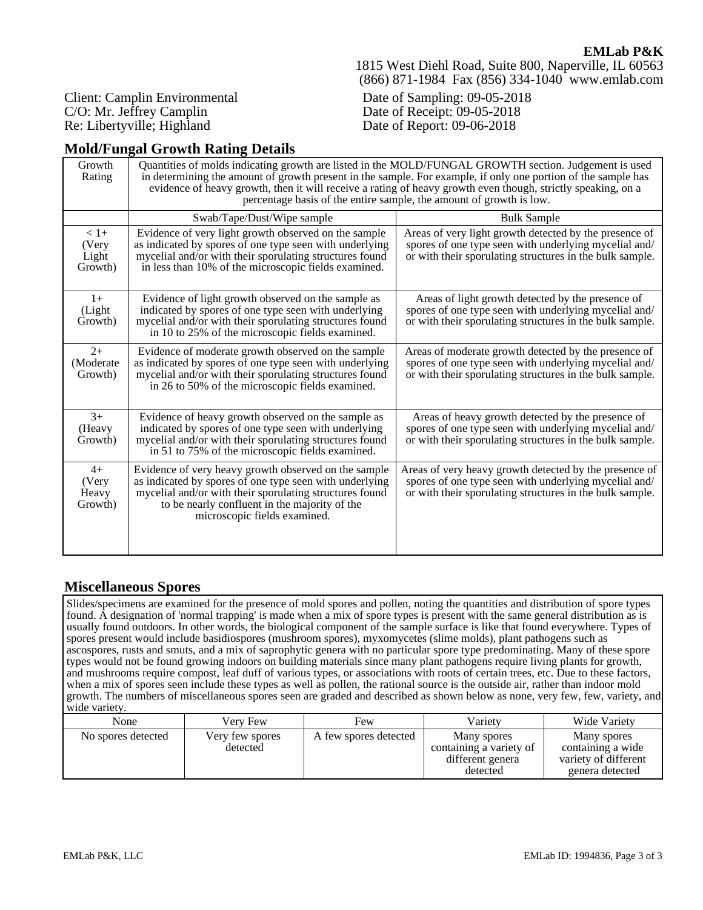**EMLab P&K**
1815 West Diehl Road, Suite 800, Naperville, IL 60563
(866) 871-1984 Fax (856) 334-1040 www.emlab.com

Client: Camplin Environmental
C/O: Mr. Jeffrey Camplin
Re: Libertyville; Highland

Date of Sampling: 09-05-2018
Date of Receipt: 09-05-2018
Date of Report: 09-06-2018

## Mold/Fungal Growth Rating Details

| Growth Rating | Quantities of molds indicating growth are listed in the MOLD/FUNGAL GROWTH section. Judgement is used in determining the amount of growth present in the sample. For example, if only one portion of the sample has evidence of heavy growth, then it will receive a rating of heavy growth even though, strictly speaking, on a percentage basis of the entire sample, the amount of growth is low. | |
|---|---|---|
| | Swab/Tape/Dust/Wipe sample | Bulk Sample |
| < 1+ (Very Light Growth) | Evidence of very light growth observed on the sample as indicated by spores of one type seen with underlying mycelial and/or with their sporulating structures found in less than 10% of the microscopic fields examined. | Areas of very light growth detected by the presence of spores of one type seen with underlying mycelial and/ or with their sporulating structures in the bulk sample. |
| 1+ (Light Growth) | Evidence of light growth observed on the sample as indicated by spores of one type seen with underlying mycelial and/or with their sporulating structures found in 10 to 25% of the microscopic fields examined. | Areas of light growth detected by the presence of spores of one type seen with underlying mycelial and/ or with their sporulating structures in the bulk sample. |
| 2+ (Moderate Growth) | Evidence of moderate growth observed on the sample as indicated by spores of one type seen with underlying mycelial and/or with their sporulating structures found in 26 to 50% of the microscopic fields examined. | Areas of moderate growth detected by the presence of spores of one type seen with underlying mycelial and/ or with their sporulating structures in the bulk sample. |
| 3+ (Heavy Growth) | Evidence of heavy growth observed on the sample as indicated by spores of one type seen with underlying mycelial and/or with their sporulating structures found in 51 to 75% of the microscopic fields examined. | Areas of heavy growth detected by the presence of spores of one type seen with underlying mycelial and/ or with their sporulating structures in the bulk sample. |
| 4+ (Very Heavy Growth) | Evidence of very heavy growth observed on the sample as indicated by spores of one type seen with underlying mycelial and/or with their sporulating structures found to be nearly confluent in the majority of the microscopic fields examined. | Areas of very heavy growth detected by the presence of spores of one type seen with underlying mycelial and/ or with their sporulating structures in the bulk sample. |

## Miscellaneous Spores

Slides/specimens are examined for the presence of mold spores and pollen, noting the quantities and distribution of spore types found. A designation of 'normal trapping' is made when a mix of spore types is present with the same general distribution as is usually found outdoors. In other words, the biological component of the sample surface is like that found everywhere. Types of spores present would include basidiospores (mushroom spores), myxomycetes (slime molds), plant pathogens such as ascospores, rusts and smuts, and a mix of saprophytic genera with no particular spore type predominating. Many of these spore types would not be found growing indoors on building materials since many plant pathogens require living plants for growth, and mushrooms require compost, leaf duff of various types, or associations with roots of certain trees, etc. Due to these factors, when a mix of spores seen include these types as well as pollen, the rational source is the outside air, rather than indoor mold growth. The numbers of miscellaneous spores seen are graded and described as shown below as none, very few, few, variety, and wide variety.

| None | Very Few | Few | Variety | Wide Variety |
|---|---|---|---|---|
| No spores detected | Very few spores detected | A few spores detected | Many spores containing a variety of different genera detected | Many spores containing a wide variety of different genera detected |

EMLab P&K, LLC

EMLab ID: 1994836, Page 3 of 3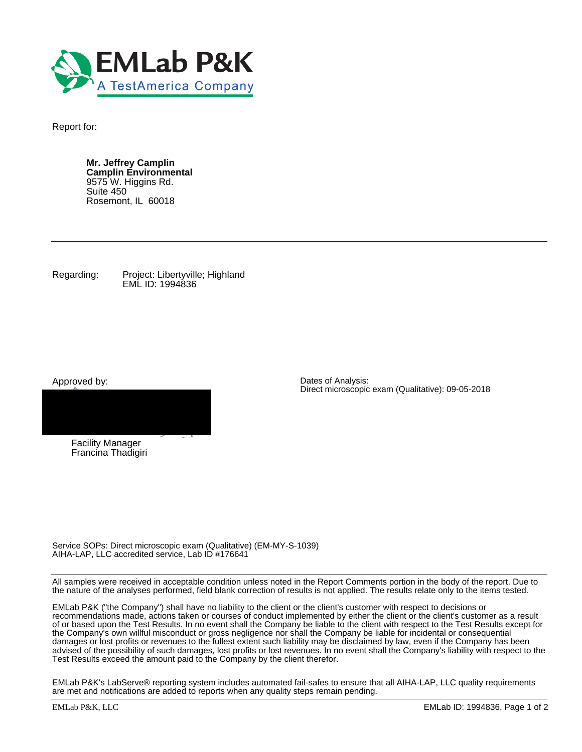EMLab P&K

A TestAmerica Company

Report for:

**Mr. Jeffrey Camplin**
**Camplin Environmental**
9575 W. Higgins Rd.
Suite 450
Rosemont, IL 60018

---

Regarding: Project: Libertyville; Highland
EML ID: 1994836

Approved by:

Facility Manager
Francina Thadigiri

Dates of Analysis:
Direct microscopic exam (Qualitative): 09-05-2018

Service SOPs: Direct microscopic exam (Qualitative) (EM-MY-S-1039)
AIHA-LAP, LLC accredited service, Lab ID #176641

---

All samples were received in acceptable condition unless noted in the Report Comments portion in the body of the report. Due to the nature of the analyses performed, field blank correction of results is not applied. The results relate only to the items tested.

EMLab P&K ("the Company") shall have no liability to the client or the client's customer with respect to decisions or recommendations made, actions taken or courses of conduct implemented by either the client or the client's customer as a result of or based upon the Test Results. In no event shall the Company be liable to the client with respect to the Test Results except for the Company's own willful misconduct or gross negligence nor shall the Company be liable for incidental or consequential damages or lost profits or revenues to the fullest extent such liability may be disclaimed by law, even if the Company has been advised of the possibility of such damages, lost profits or lost revenues. In no event shall the Company's liability with respect to the Test Results exceed the amount paid to the Company by the client therefor.

EMLab P&K's LabServe® reporting system includes automated fail-safes to ensure that all AIHA-LAP, LLC quality requirements are met and notifications are added to reports when any quality steps remain pending.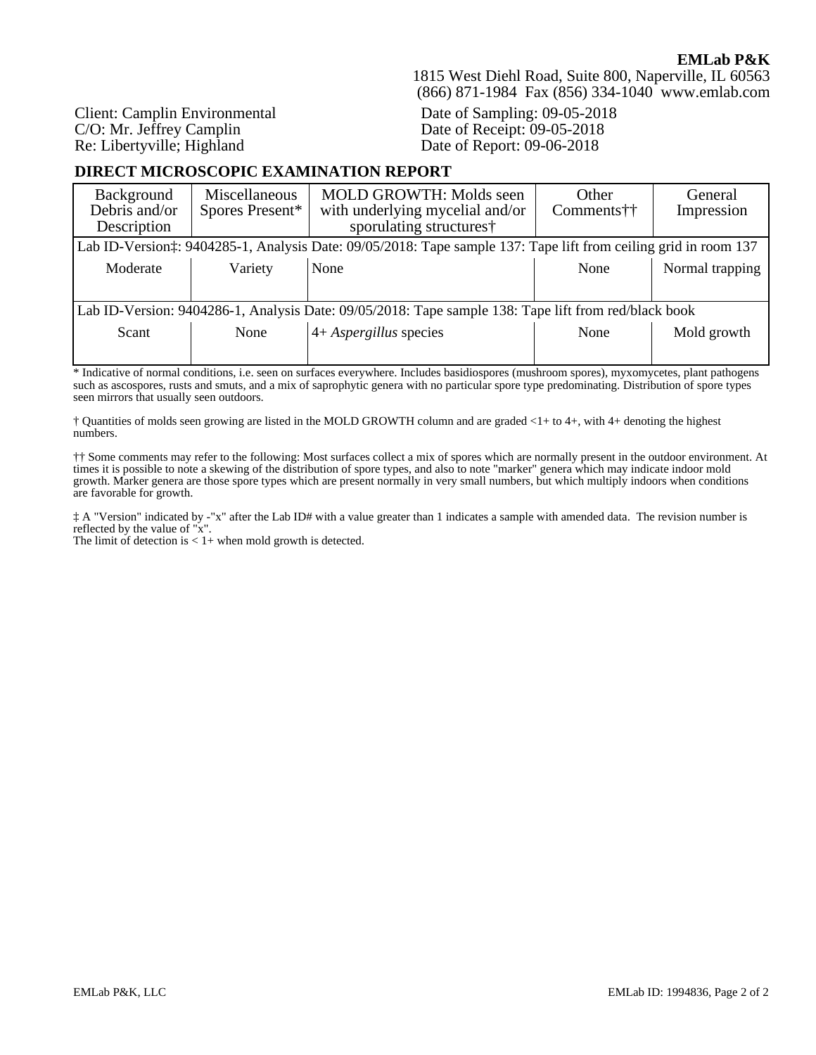**EMLab P&K**
1815 West Diehl Road, Suite 800, Naperville, IL 60563
(866) 871-1984 Fax (856) 334-1040 www.emlab.com

Client: Camplin Environmental
C/O: Mr. Jeffrey Camplin
Re: Libertyville; Highland

Date of Sampling: 09-05-2018
Date of Receipt: 09-05-2018
Date of Report: 09-06-2018

## DIRECT MICROSCOPIC EXAMINATION REPORT

| Background Debris and/or Description | Miscellaneous Spores Present* | MOLD GROWTH: Molds seen with underlying mycelial and/or sporulating structures† | Other Comments†† | General Impression |
|---|---|---|---|---|
| Lab ID-Version‡: 9404285-1, Analysis Date: 09/05/2018: Tape sample 137: Tape lift from ceiling grid in room 137 | | | | |
| Moderate | Variety | None | None | Normal trapping |
| Lab ID-Version: 9404286-1, Analysis Date: 09/05/2018: Tape sample 138: Tape lift from red/black book | | | | |
| Scant | None | 4+ *Aspergillus* species | None | Mold growth |

\* Indicative of normal conditions, i.e. seen on surfaces everywhere. Includes basidiospores (mushroom spores), myxomycetes, plant pathogens such as ascospores, rusts and smuts, and a mix of saprophytic genera with no particular spore type predominating. Distribution of spore types seen mirrors that usually seen outdoors.

† Quantities of molds seen growing are listed in the MOLD GROWTH column and are graded <1+ to 4+, with 4+ denoting the highest numbers.

†† Some comments may refer to the following: Most surfaces collect a mix of spores which are normally present in the outdoor environment. At times it is possible to note a skewing of the distribution of spore types, and also to note "marker" genera which may indicate indoor mold growth. Marker genera are those spore types which are present normally in very small numbers, but which multiply indoors when conditions are favorable for growth.

‡ A "Version" indicated by -"x" after the Lab ID# with a value greater than 1 indicates a sample with amended data. The revision number is reflected by the value of "x".
The limit of detection is < 1+ when mold growth is detected.

EMLab P&K, LLC

EMLab ID: 1994836, Page 2 of 2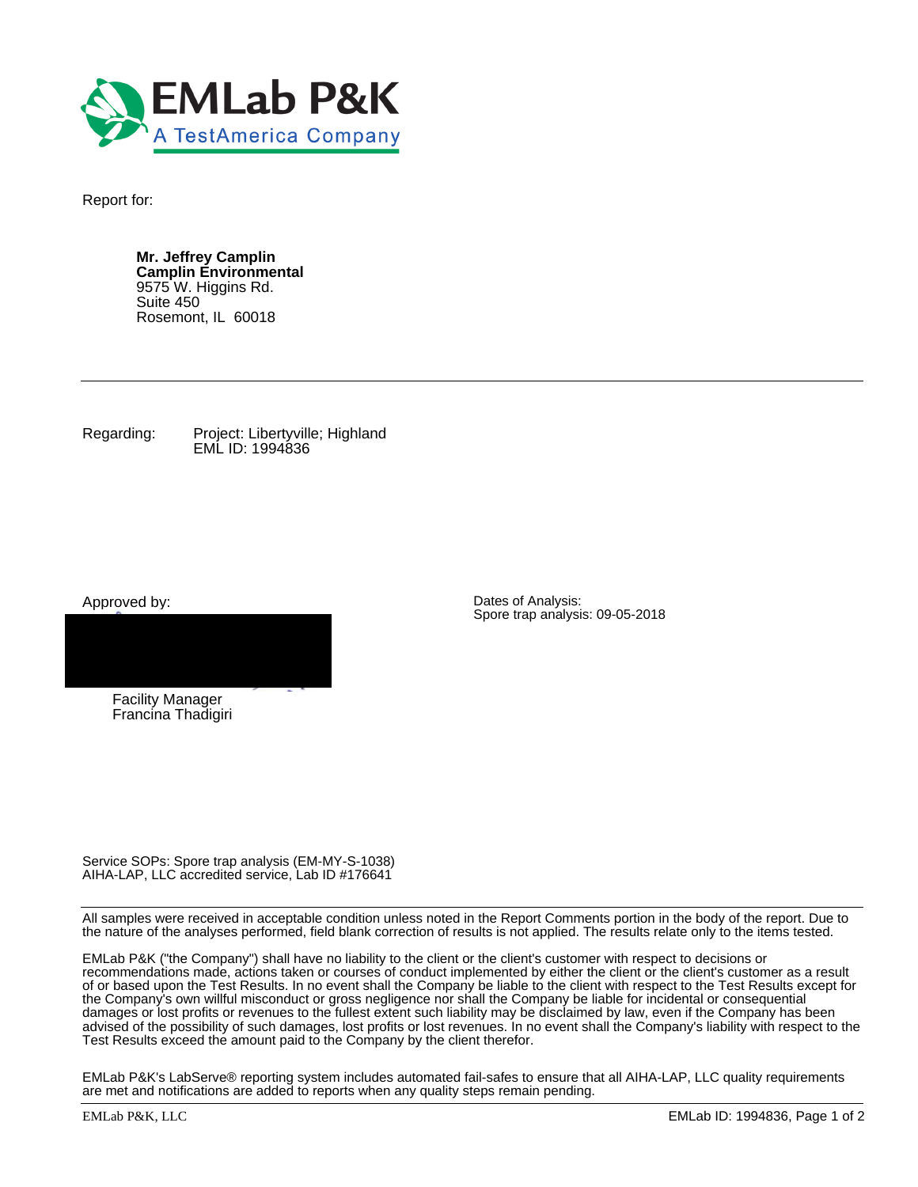EMLab P&K
A TestAmerica Company

Report for:

**Mr. Jeffrey Camplin**
**Camplin Environmental**
9575 W. Higgins Rd.
Suite 450
Rosemont, IL 60018

---

Regarding: Project: Libertyville; Highland
EML ID: 1994836

Approved by:

Facility Manager
Francina Thadigiri

Dates of Analysis:
Spore trap analysis: 09-05-2018

Service SOPs: Spore trap analysis (EM-MY-S-1038)
AIHA-LAP, LLC accredited service, Lab ID #176641

---

All samples were received in acceptable condition unless noted in the Report Comments portion in the body of the report. Due to the nature of the analyses performed, field blank correction of results is not applied. The results relate only to the items tested.

EMLab P&K ("the Company") shall have no liability to the client or the client's customer with respect to decisions or recommendations made, actions taken or courses of conduct implemented by either the client or the client's customer as a result of or based upon the Test Results. In no event shall the Company be liable to the client with respect to the Test Results except for the Company's own willful misconduct or gross negligence nor shall the Company be liable for incidental or consequential damages or lost profits or revenues to the fullest extent such liability may be disclaimed by law, even if the Company has been advised of the possibility of such damages, lost profits or lost revenues. In no event shall the Company's liability with respect to the Test Results exceed the amount paid to the Company by the client therefor.

EMLab P&K's LabServe® reporting system includes automated fail-safes to ensure that all AIHA-LAP, LLC quality requirements are met and notifications are added to reports when any quality steps remain pending.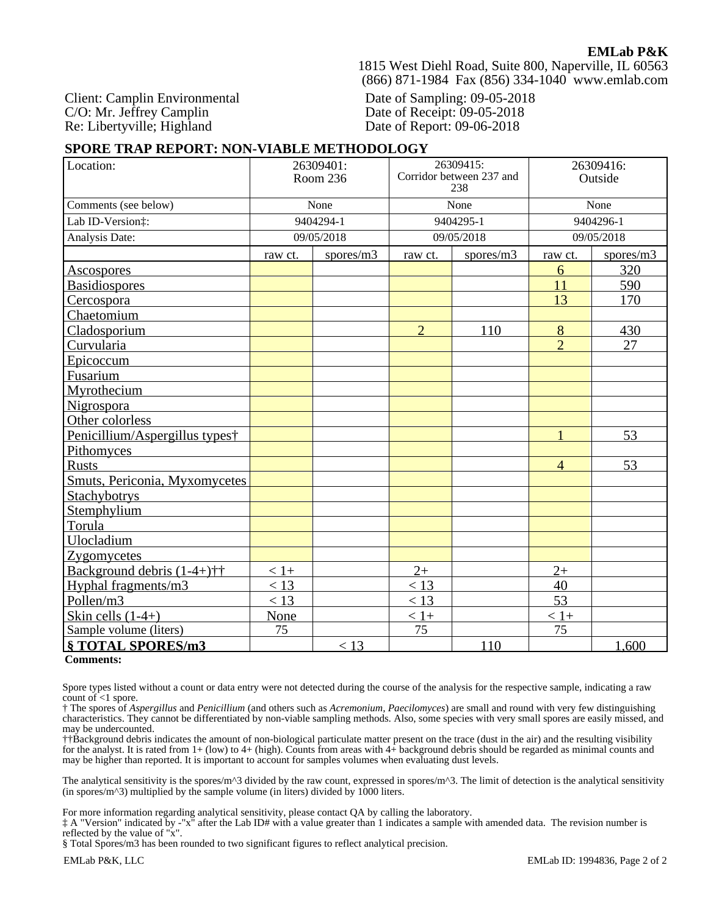**EMLab P&K**
1815 West Diehl Road, Suite 800, Naperville, IL 60563
(866) 871-1984 Fax (856) 334-1040 www.emlab.com

Client: Camplin Environmental
C/O: Mr. Jeffrey Camplin
Re: Libertyville; Highland

Date of Sampling: 09-05-2018
Date of Receipt: 09-05-2018
Date of Report: 09-06-2018

## SPORE TRAP REPORT: NON-VIABLE METHODOLOGY

| Location: | 26309401: Room 236 | | 26309415: Corridor between 237 and 238 | | 26309416: Outside | |
|---|---|---|---|---|---|---|
| Comments (see below) | None | | None | | None | |
| Lab ID-Version‡: | 9404294-1 | | 9404295-1 | | 9404296-1 | |
| Analysis Date: | 09/05/2018 | | 09/05/2018 | | 09/05/2018 | |
| | raw ct. | spores/m3 | raw ct. | spores/m3 | raw ct. | spores/m3 |
| Ascospores | | | | | 6 | 320 |
| Basidiospores | | | | | 11 | 590 |
| Cercospora | | | | | 13 | 170 |
| Chaetomium | | | | | | |
| Cladosporium | | | 2 | 110 | 8 | 430 |
| Curvularia | | | | | 2 | 27 |
| Epicoccum | | | | | | |
| Fusarium | | | | | | |
| Myrothecium | | | | | | |
| Nigrospora | | | | | | |
| Other colorless | | | | | | |
| Penicillium/Aspergillus types† | | | | | 1 | 53 |
| Pithomyces | | | | | | |
| Rusts | | | | | 4 | 53 |
| Smuts, Periconia, Myxomycetes | | | | | | |
| Stachybotrys | | | | | | |
| Stemphylium | | | | | | |
| Torula | | | | | | |
| Ulocladium | | | | | | |
| Zygomycetes | | | | | | |
| Background debris (1-4+)†† | < 1+ | | 2+ | | 2+ | |
| Hyphal fragments/m3 | < 13 | | < 13 | | 40 | |
| Pollen/m3 | < 13 | | < 13 | | 53 | |
| Skin cells (1-4+) | None | | < 1+ | | < 1+ | |
| Sample volume (liters) | 75 | | 75 | | 75 | |
| **§ TOTAL SPORES/m3** | | < 13 | | 110 | | 1,600 |

**Comments:**

Spore types listed without a count or data entry were not detected during the course of the analysis for the respective sample, indicating a raw count of <1 spore.

† The spores of *Aspergillus* and *Penicillium* (and others such as *Acremonium, Paecilomyces*) are small and round with very few distinguishing characteristics. They cannot be differentiated by non-viable sampling methods. Also, some species with very small spores are easily missed, and may be undercounted.

††Background debris indicates the amount of non-biological particulate matter present on the trace (dust in the air) and the resulting visibility for the analyst. It is rated from 1+ (low) to 4+ (high). Counts from areas with 4+ background debris should be regarded as minimal counts and may be higher than reported. It is important to account for samples volumes when evaluating dust levels.

The analytical sensitivity is the spores/m^3 divided by the raw count, expressed in spores/m^3. The limit of detection is the analytical sensitivity (in spores/m^3) multiplied by the sample volume (in liters) divided by 1000 liters.

For more information regarding analytical sensitivity, please contact QA by calling the laboratory.

‡ A "Version" indicated by -"x" after the Lab ID# with a value greater than 1 indicates a sample with amended data. The revision number is reflected by the value of "x".

§ Total Spores/m3 has been rounded to two significant figures to reflect analytical precision.

EMLab P&K, LLC — EMLab ID: 1994836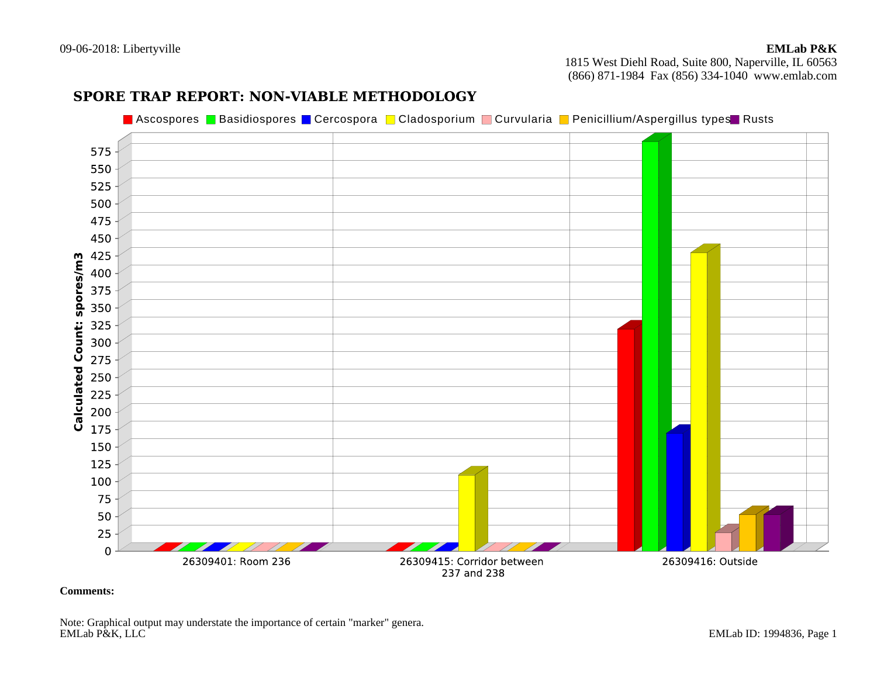09-06-2018: Libertyville

**EMLab P&K**
1815 West Diehl Road, Suite 800, Naperville, IL 60563
(866) 871-1984 Fax (856) 334-1040 www.emlab.com

## SPORE TRAP REPORT: NON-VIABLE METHODOLOGY

Ascospores | Basidiospores | Cercospora | Cladosporium | Curvularia | Penicillium/Aspergillus types | Rusts

Calculated Count: spores/m3

0, 25, 50, 75, 100, 125, 150, 175, 200, 225, 250, 275, 300, 325, 350, 375, 400, 425, 450, 475, 500, 525, 550, 575

26309401: Room 236

26309415: Corridor between 237 and 238

26309416: Outside

**Comments:**

Note: Graphical output may understate the importance of certain "marker" genera.
EMLab P&K, LLC

EMLab ID: 1994836, Page 1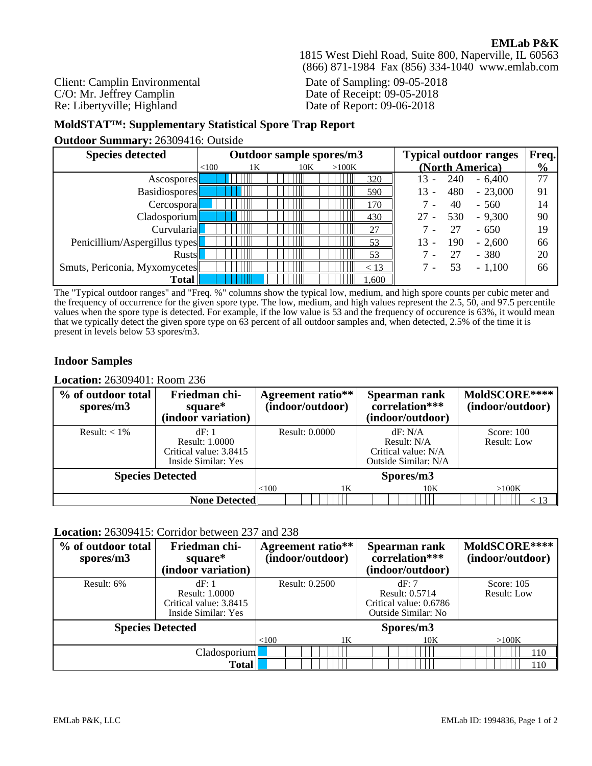**EMLab P&K**
1815 West Diehl Road, Suite 800, Naperville, IL 60563
(866) 871-1984 Fax (856) 334-1040 www.emlab.com

Client: Camplin Environmental
C/O: Mr. Jeffrey Camplin
Re: Libertyville; Highland

Date of Sampling: 09-05-2018
Date of Receipt: 09-05-2018
Date of Report: 09-06-2018

## MoldSTAT™: Supplementary Statistical Spore Trap Report

**Outdoor Summary:** 26309416: Outside

| Species detected | Outdoor sample spores/m3 | Typical outdoor ranges (North America) | Freq. % |
|---|---|---|---|
| Ascospores | 320 | 13 - 240 - 6,400 | 77 |
| Basidiospores | 590 | 13 - 480 - 23,000 | 91 |
| Cercospora | 170 | 7 - 40 - 560 | 14 |
| Cladosporium | 430 | 27 - 530 - 9,300 | 90 |
| Curvularia | 27 | 7 - 27 - 650 | 19 |
| Penicillium/Aspergillus types | 53 | 13 - 190 - 2,600 | 66 |
| Rusts | 53 | 7 - 27 - 380 | 20 |
| Smuts, Periconia, Myxomycetes | < 13 | 7 - 53 - 1,100 | 66 |
| **Total** | 1,600 | | |

The "Typical outdoor ranges" and "Freq. %" columns show the typical low, medium, and high spore counts per cubic meter and the frequency of occurrence for the given spore type. The low, medium, and high values represent the 2.5, 50, and 97.5 percentile values when the spore type is detected. For example, if the low value is 53 and the frequency of occurence is 63%, it would mean that we typically detect the given spore type on 63 percent of all outdoor samples and, when detected, 2.5% of the time it is present in levels below 53 spores/m3.

### Indoor Samples

**Location:** 26309401: Room 236

| % of outdoor total spores/m3 | Friedman chi-square* (indoor variation) | Agreement ratio** (indoor/outdoor) | Spearman rank correlation*** (indoor/outdoor) | MoldSCORE**** (indoor/outdoor) |
|---|---|---|---|---|
| Result: < 1% | dF: 1<br>Result: 1.0000<br>Critical value: 3.8415<br>Inside Similar: Yes | Result: 0.0000 | dF: N/A<br>Result: N/A<br>Critical value: N/A<br>Outside Similar: N/A | Score: 100<br>Result: Low |

| Species Detected | Spores/m3 |
|---|---|
| **None Detected** | < 13 |

**Location:** 26309415: Corridor between 237 and 238

| % of outdoor total spores/m3 | Friedman chi-square* (indoor variation) | Agreement ratio** (indoor/outdoor) | Spearman rank correlation*** (indoor/outdoor) | MoldSCORE**** (indoor/outdoor) |
|---|---|---|---|---|
| Result: 6% | dF: 1<br>Result: 1.0000<br>Critical value: 3.8415<br>Inside Similar: Yes | Result: 0.2500 | dF: 7<br>Result: 0.5714<br>Critical value: 0.6786<br>Outside Similar: No | Score: 105<br>Result: Low |

| Species Detected | Spores/m3 |
|---|---|
| Cladosporium | 110 |
| **Total** | 110 |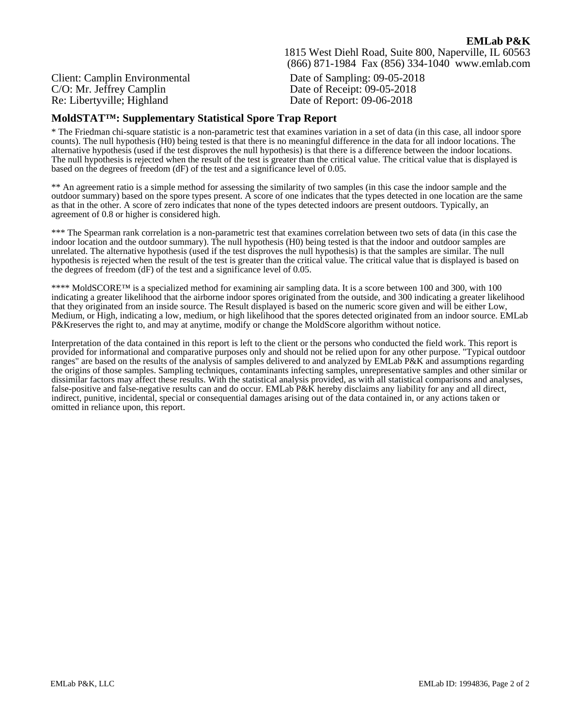**EMLab P&K**
1815 West Diehl Road, Suite 800, Naperville, IL 60563
(866) 871-1984 Fax (856) 334-1040 www.emlab.com

Client: Camplin Environmental
C/O: Mr. Jeffrey Camplin
Re: Libertyville; Highland

Date of Sampling: 09-05-2018
Date of Receipt: 09-05-2018
Date of Report: 09-06-2018

## MoldSTAT™: Supplementary Statistical Spore Trap Report

* The Friedman chi-square statistic is a non-parametric test that examines variation in a set of data (in this case, all indoor spore counts). The null hypothesis (H0) being tested is that there is no meaningful difference in the data for all indoor locations. The alternative hypothesis (used if the test disproves the null hypothesis) is that there is a difference between the indoor locations. The null hypothesis is rejected when the result of the test is greater than the critical value. The critical value that is displayed is based on the degrees of freedom (dF) of the test and a significance level of 0.05.

** An agreement ratio is a simple method for assessing the similarity of two samples (in this case the indoor sample and the outdoor summary) based on the spore types present. A score of one indicates that the types detected in one location are the same as that in the other. A score of zero indicates that none of the types detected indoors are present outdoors. Typically, an agreement of 0.8 or higher is considered high.

*** The Spearman rank correlation is a non-parametric test that examines correlation between two sets of data (in this case the indoor location and the outdoor summary). The null hypothesis (H0) being tested is that the indoor and outdoor samples are unrelated. The alternative hypothesis (used if the test disproves the null hypothesis) is that the samples are similar. The null hypothesis is rejected when the result of the test is greater than the critical value. The critical value that is displayed is based on the degrees of freedom (dF) of the test and a significance level of 0.05.

**** MoldSCORE™ is a specialized method for examining air sampling data. It is a score between 100 and 300, with 100 indicating a greater likelihood that the airborne indoor spores originated from the outside, and 300 indicating a greater likelihood that they originated from an inside source. The Result displayed is based on the numeric score given and will be either Low, Medium, or High, indicating a low, medium, or high likelihood that the spores detected originated from an indoor source. EMLab P&Kreserves the right to, and may at anytime, modify or change the MoldScore algorithm without notice.

Interpretation of the data contained in this report is left to the client or the persons who conducted the field work. This report is provided for informational and comparative purposes only and should not be relied upon for any other purpose. "Typical outdoor ranges" are based on the results of the analysis of samples delivered to and analyzed by EMLab P&K and assumptions regarding the origins of those samples. Sampling techniques, contaminants infecting samples, unrepresentative samples and other similar or dissimilar factors may affect these results. With the statistical analysis provided, as with all statistical comparisons and analyses, false-positive and false-negative results can and do occur. EMLab P&K hereby disclaims any liability for any and all direct, indirect, punitive, incidental, special or consequential damages arising out of the data contained in, or any actions taken or omitted in reliance upon, this report.

EMLab P&K, LLC

EMLab ID: 1994836